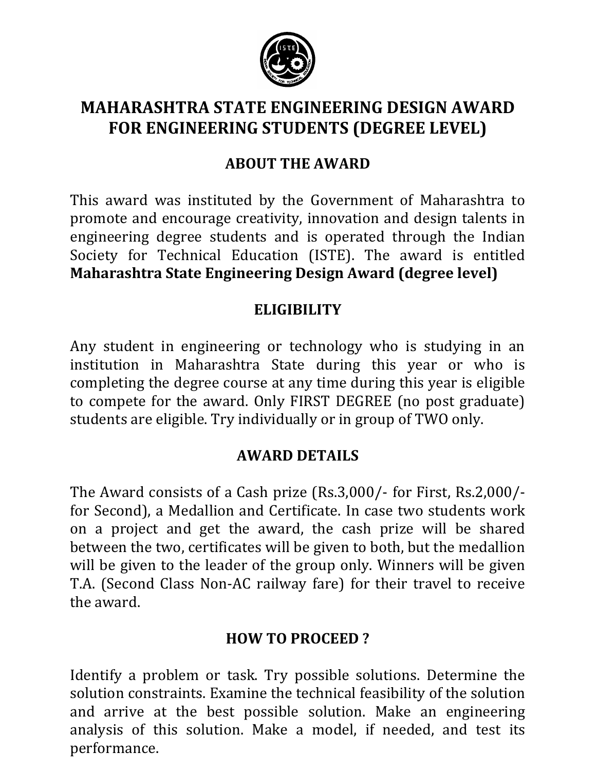# MAHARASHTRA STATE ENGINEERING DESIGN AWARD FOR ENGINEERING STUDENTS (DEGREE LEVEL)

## ABOUT THE AWARD

This award was instituted by the Government of Maharashtra to promote and encourage creativity, innovation and design talents in engineering degree students and is operated through the Indian Society for Technical Education (ISTE). The award is entitled **Maharashtra State Engineering Design Award (degree level)**

## ELIGIBILITY

Any student in engineering or technology who is studying in an institution in Maharashtra State during this year or who is completing the degree course at any time during this year is eligible to compete for the award. Only FIRST DEGREE (no post graduate) students are eligible. Try individually or in group of TWO only.

## AWARD DETAILS

The Award consists of a Cash prize (Rs.3,000/- for First, Rs.2,000/- for Second), a Medallion and Certificate. In case two students work on a project and get the award, the cash prize will be shared between the two, certificates will be given to both, but the medallion will be given to the leader of the group only. Winners will be given T.A. (Second Class Non-AC railway fare) for their travel to receive the award.

## HOW TO PROCEED ?

Identify a problem or task. Try possible solutions. Determine the solution constraints. Examine the technical feasibility of the solution and arrive at the best possible solution. Make an engineering analysis of this solution. Make a model, if needed, and test its performance.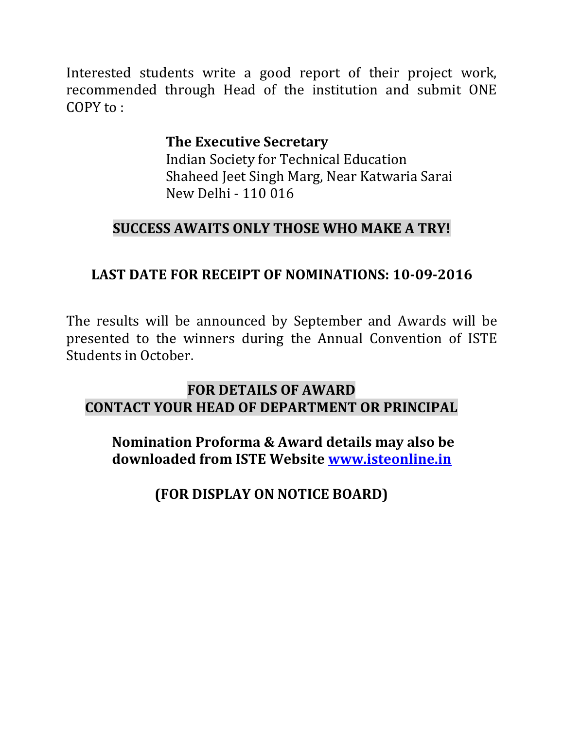Interested students write a good report of their project work, recommended through Head of the institution and submit ONE COPY to :

**The Executive Secretary**
Indian Society for Technical Education
Shaheed Jeet Singh Marg, Near Katwaria Sarai
New Delhi - 110 016

**SUCCESS AWAITS ONLY THOSE WHO MAKE A TRY!**

**LAST DATE FOR RECEIPT OF NOMINATIONS: 10-09-2016**

The results will be announced by September and Awards will be presented to the winners during the Annual Convention of ISTE Students in October.

**FOR DETAILS OF AWARD**
**CONTACT YOUR HEAD OF DEPARTMENT OR PRINCIPAL**

**Nomination Proforma & Award details may also be downloaded from ISTE Website [www.isteonline.in](http://www.isteonline.in)**

**(FOR DISPLAY ON NOTICE BOARD)**